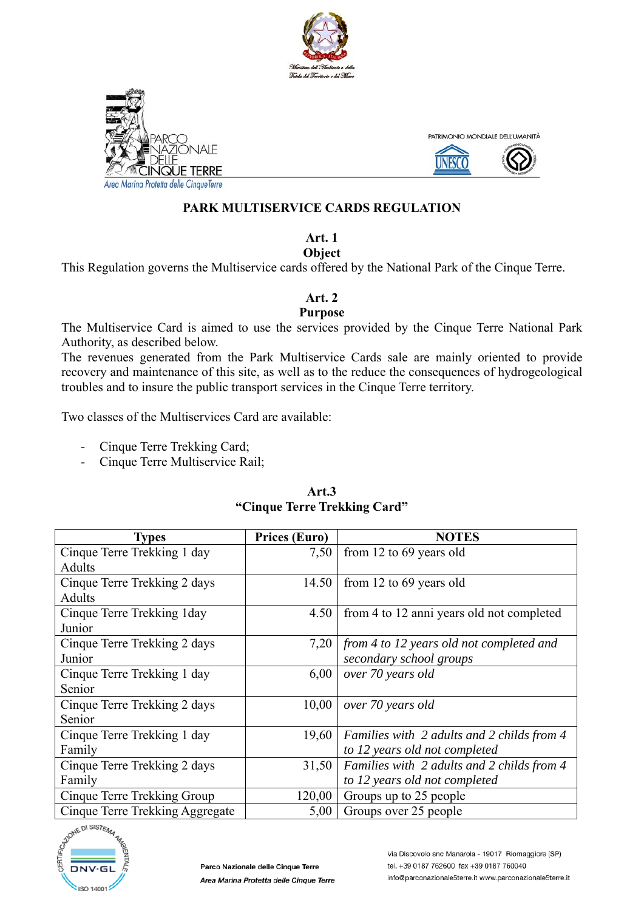# PARK MULTISERVICE CARDS REGULATION

## Art. 1
## Object

This Regulation governs the Multiservice cards offered by the National Park of the Cinque Terre.

## Art. 2
## Purpose

The Multiservice Card is aimed to use the services provided by the Cinque Terre National Park Authority, as described below.
The revenues generated from the Park Multiservice Cards sale are mainly oriented to provide recovery and maintenance of this site, as well as to the reduce the consequences of hydrogeological troubles and to insure the public transport services in the Cinque Terre territory.

Two classes of the Multiservices Card are available:

- Cinque Terre Trekking Card;
- Cinque Terre Multiservice Rail;

## Art.3
## "Cinque Terre Trekking Card"

| Types | Prices (Euro) | NOTES |
|---|---|---|
| Cinque Terre Trekking 1 day Adults | 7,50 | from 12 to 69 years old |
| Cinque Terre Trekking 2 days Adults | 14.50 | from 12 to 69 years old |
| Cinque Terre Trekking 1day Junior | 4.50 | from 4 to 12 anni years old not completed |
| Cinque Terre Trekking 2 days Junior | 7,20 | *from 4 to 12 years old not completed and secondary school groups* |
| Cinque Terre Trekking 1 day Senior | 6,00 | *over 70 years old* |
| Cinque Terre Trekking 2 days Senior | 10,00 | *over 70 years old* |
| Cinque Terre Trekking 1 day Family | 19,60 | *Families with 2 adults and 2 childs from 4 to 12 years old not completed* |
| Cinque Terre Trekking 2 days Family | 31,50 | *Families with 2 adults and 2 childs from 4 to 12 years old not completed* |
| Cinque Terre Trekking Group | 120,00 | Groups up to 25 people |
| Cinque Terre Trekking Aggregate | 5,00 | Groups over 25 people |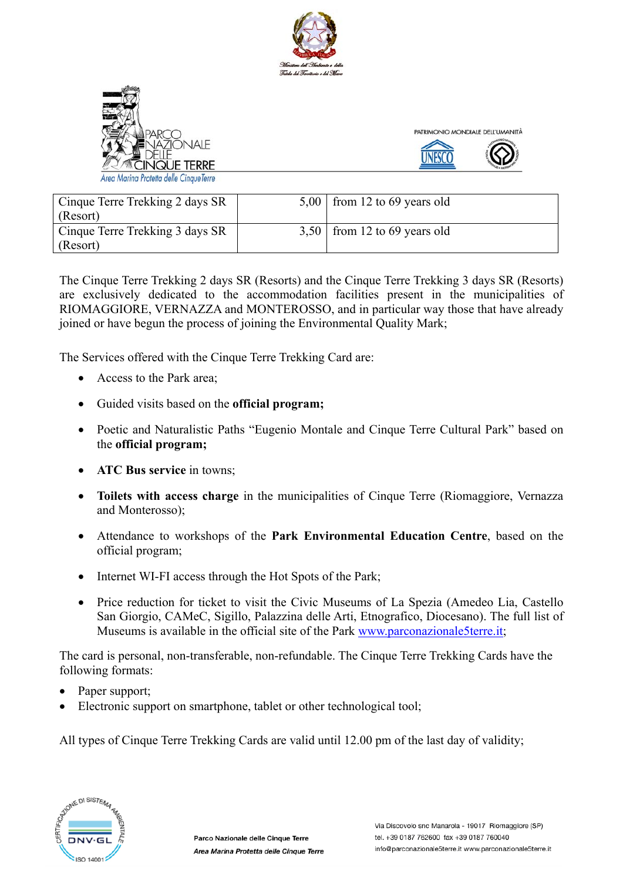| Cinque Terre Trekking 2 days SR (Resort) | 5,00 | from 12 to 69 years old |
|---|---|---|
| Cinque Terre Trekking 3 days SR (Resort) | 3,50 | from 12 to 69 years old |

The Cinque Terre Trekking 2 days SR (Resorts) and the Cinque Terre Trekking 3 days SR (Resorts) are exclusively dedicated to the accommodation facilities present in the municipalities of RIOMAGGIORE, VERNAZZA and MONTEROSSO, and in particular way those that have already joined or have begun the process of joining the Environmental Quality Mark;

The Services offered with the Cinque Terre Trekking Card are:

- Access to the Park area;
- Guided visits based on the **official program;**
- Poetic and Naturalistic Paths "Eugenio Montale and Cinque Terre Cultural Park" based on the **official program;**
- **ATC Bus service** in towns;
- **Toilets with access charge** in the municipalities of Cinque Terre (Riomaggiore, Vernazza and Monterosso);
- Attendance to workshops of the **Park Environmental Education Centre**, based on the official program;
- Internet WI-FI access through the Hot Spots of the Park;
- Price reduction for ticket to visit the Civic Museums of La Spezia (Amedeo Lia, Castello San Giorgio, CAMeC, Sigillo, Palazzina delle Arti, Etnografico, Diocesano). The full list of Museums is available in the official site of the Park www.parconazionale5terre.it;

The card is personal, non-transferable, non-refundable. The Cinque Terre Trekking Cards have the following formats:

- Paper support;
- Electronic support on smartphone, tablet or other technological tool;

All types of Cinque Terre Trekking Cards are valid until 12.00 pm of the last day of validity;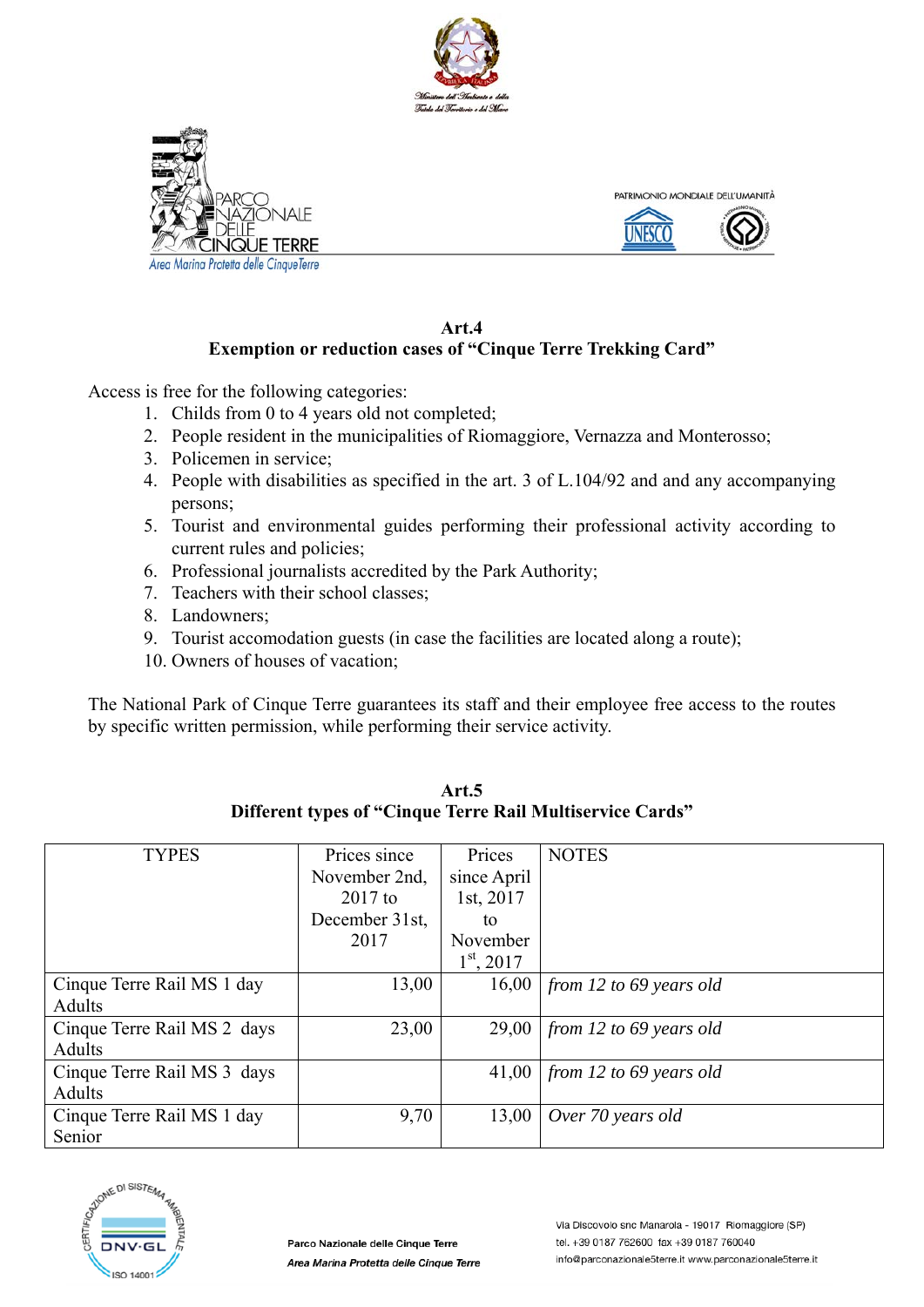## Art.4

### Exemption or reduction cases of "Cinque Terre Trekking Card"

Access is free for the following categories:

1. Childs from 0 to 4 years old not completed;
2. People resident in the municipalities of Riomaggiore, Vernazza and Monterosso;
3. Policemen in service;
4. People with disabilities as specified in the art. 3 of L.104/92 and and any accompanying persons;
5. Tourist and environmental guides performing their professional activity according to current rules and policies;
6. Professional journalists accredited by the Park Authority;
7. Teachers with their school classes;
8. Landowners;
9. Tourist accomodation guests (in case the facilities are located along a route);
10. Owners of houses of vacation;

The National Park of Cinque Terre guarantees its staff and their employee free access to the routes by specific written permission, while performing their service activity.

## Art.5

### Different types of "Cinque Terre Rail Multiservice Cards"

| TYPES | Prices since November 2nd, 2017 to December 31st, 2017 | Prices since April 1st, 2017 to November 1st, 2017 | NOTES |
|---|---|---|---|
| Cinque Terre Rail MS 1 day Adults | 13,00 | 16,00 | *from 12 to 69 years old* |
| Cinque Terre Rail MS 2 days Adults | 23,00 | 29,00 | *from 12 to 69 years old* |
| Cinque Terre Rail MS 3 days Adults | | 41,00 | *from 12 to 69 years old* |
| Cinque Terre Rail MS 1 day Senior | 9,70 | 13,00 | *Over 70 years old* |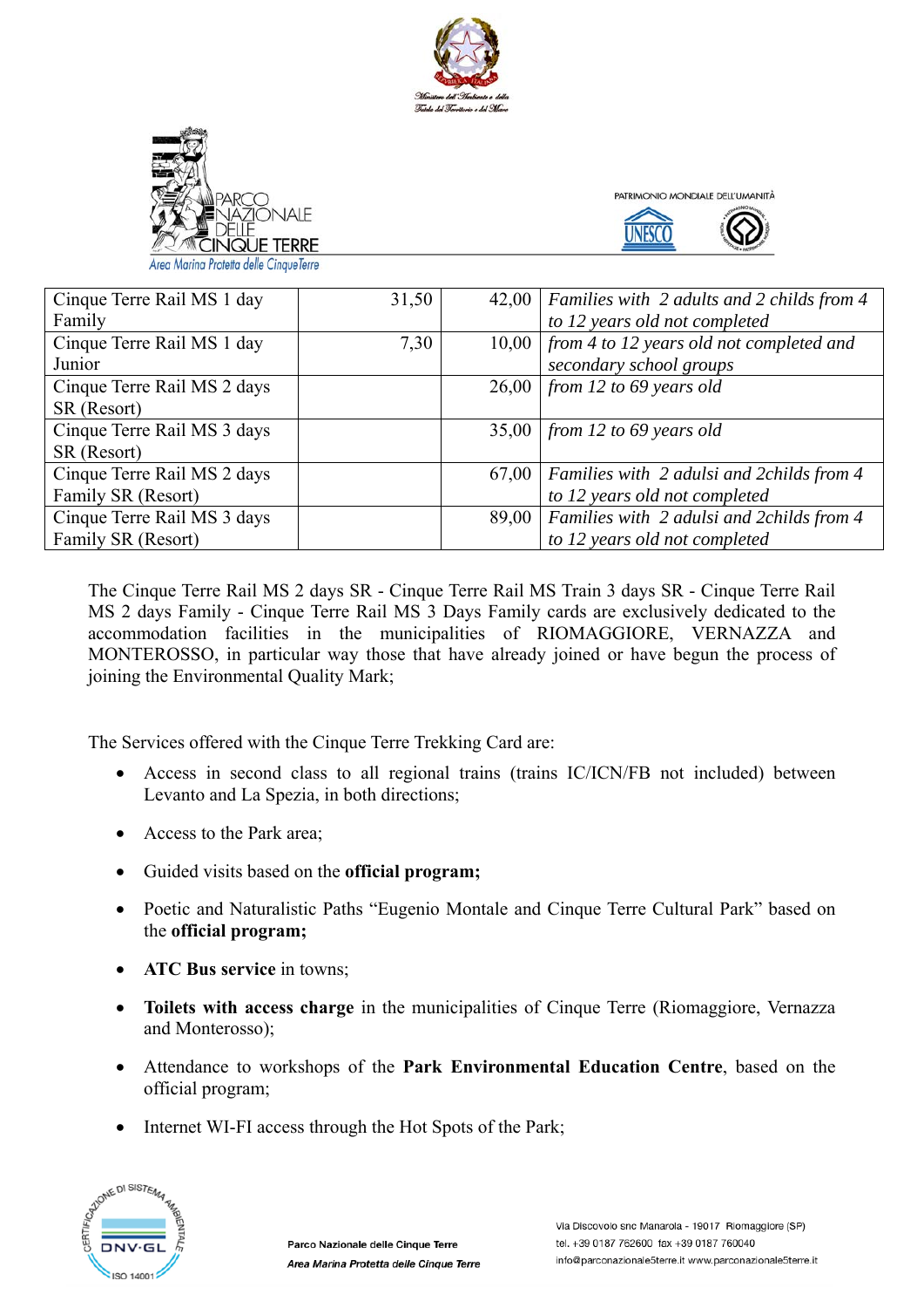| Cinque Terre Rail MS 1 day Family | 31,50 | 42,00 | *Families with 2 adults and 2 childs from 4 to 12 years old not completed* |
|---|---|---|---|
| Cinque Terre Rail MS 1 day Junior | 7,30 | 10,00 | *from 4 to 12 years old not completed and secondary school groups* |
| Cinque Terre Rail MS 2 days SR (Resort) | | 26,00 | *from 12 to 69 years old* |
| Cinque Terre Rail MS 3 days SR (Resort) | | 35,00 | *from 12 to 69 years old* |
| Cinque Terre Rail MS 2 days Family SR (Resort) | | 67,00 | *Families with 2 adulsi and 2childs from 4 to 12 years old not completed* |
| Cinque Terre Rail MS 3 days Family SR (Resort) | | 89,00 | *Families with 2 adulsi and 2childs from 4 to 12 years old not completed* |

The Cinque Terre Rail MS 2 days SR - Cinque Terre Rail MS Train 3 days SR - Cinque Terre Rail MS 2 days Family - Cinque Terre Rail MS 3 Days Family cards are exclusively dedicated to the accommodation facilities in the municipalities of RIOMAGGIORE, VERNAZZA and MONTEROSSO, in particular way those that have already joined or have begun the process of joining the Environmental Quality Mark;

The Services offered with the Cinque Terre Trekking Card are:

- Access in second class to all regional trains (trains IC/ICN/FB not included) between Levanto and La Spezia, in both directions;
- Access to the Park area;
- Guided visits based on the **official program;**
- Poetic and Naturalistic Paths "Eugenio Montale and Cinque Terre Cultural Park" based on the **official program;**
- **ATC Bus service** in towns;
- **Toilets with access charge** in the municipalities of Cinque Terre (Riomaggiore, Vernazza and Monterosso);
- Attendance to workshops of the **Park Environmental Education Centre**, based on the official program;
- Internet WI-FI access through the Hot Spots of the Park;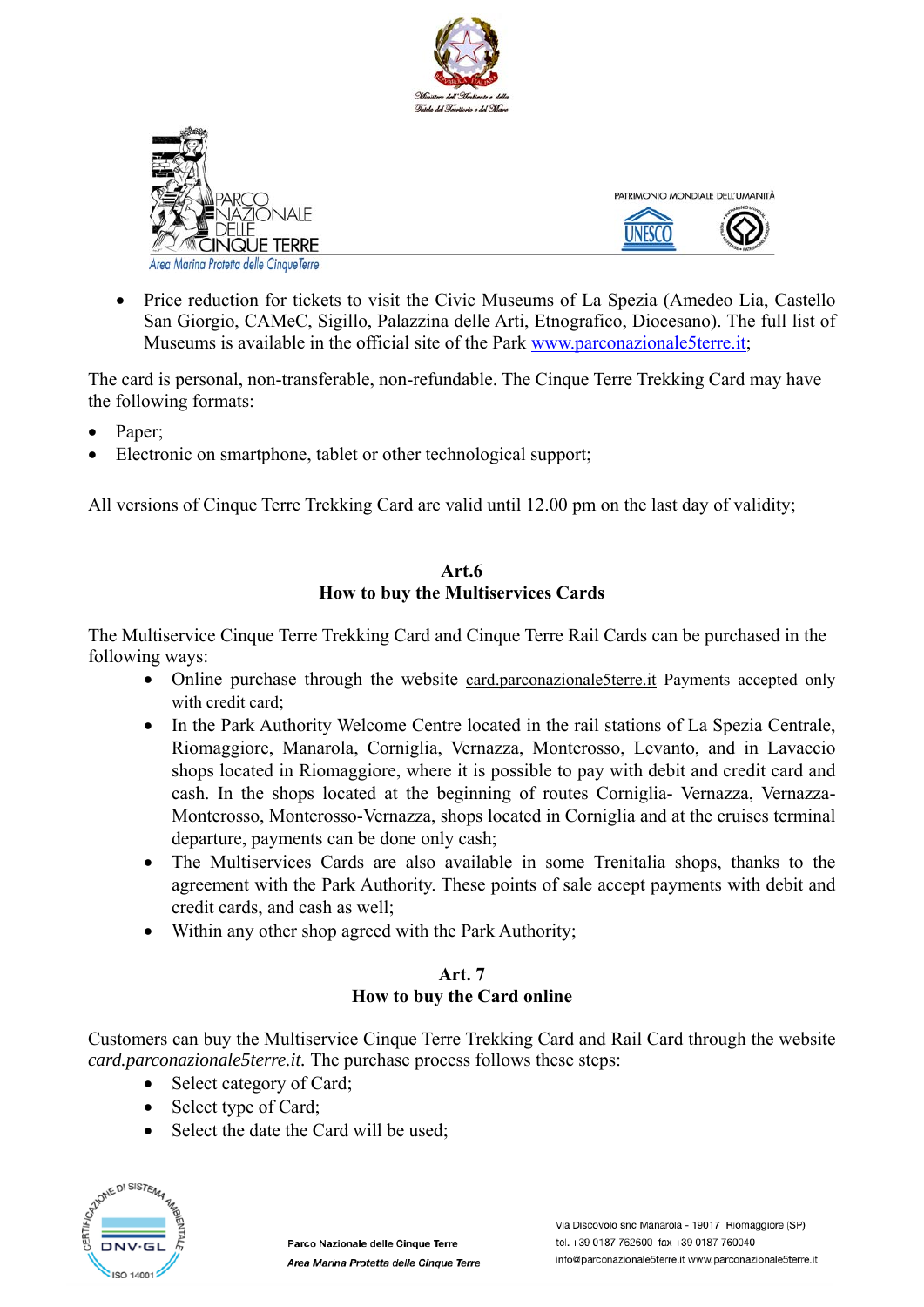- Price reduction for tickets to visit the Civic Museums of La Spezia (Amedeo Lia, Castello San Giorgio, CAMeC, Sigillo, Palazzina delle Arti, Etnografico, Diocesano). The full list of Museums is available in the official site of the Park www.parconazionale5terre.it;

The card is personal, non-transferable, non-refundable. The Cinque Terre Trekking Card may have the following formats:

- Paper;
- Electronic on smartphone, tablet or other technological support;

All versions of Cinque Terre Trekking Card are valid until 12.00 pm on the last day of validity;

## Art.6
## How to buy the Multiservices Cards

The Multiservice Cinque Terre Trekking Card and Cinque Terre Rail Cards can be purchased in the following ways:

- Online purchase through the website card.parconazionale5terre.it Payments accepted only with credit card;
- In the Park Authority Welcome Centre located in the rail stations of La Spezia Centrale, Riomaggiore, Manarola, Corniglia, Vernazza, Monterosso, Levanto, and in Lavaccio shops located in Riomaggiore, where it is possible to pay with debit and credit card and cash. In the shops located at the beginning of routes Corniglia- Vernazza, Vernazza-Monterosso, Monterosso-Vernazza, shops located in Corniglia and at the cruises terminal departure, payments can be done only cash;
- The Multiservices Cards are also available in some Trenitalia shops, thanks to the agreement with the Park Authority. These points of sale accept payments with debit and credit cards, and cash as well;
- Within any other shop agreed with the Park Authority;

## Art. 7
## How to buy the Card online

Customers can buy the Multiservice Cinque Terre Trekking Card and Rail Card through the website *card.parconazionale5terre.it.* The purchase process follows these steps:

- Select category of Card;
- Select type of Card;
- Select the date the Card will be used;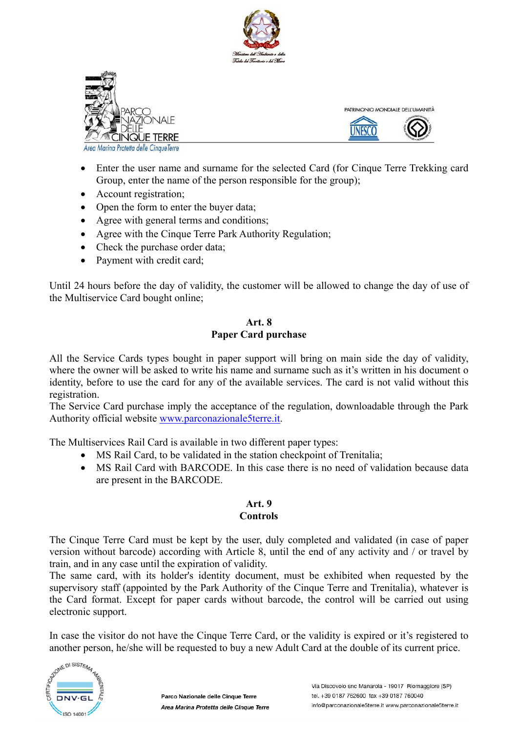- Enter the user name and surname for the selected Card (for Cinque Terre Trekking card Group, enter the name of the person responsible for the group);
- Account registration;
- Open the form to enter the buyer data;
- Agree with general terms and conditions;
- Agree with the Cinque Terre Park Authority Regulation;
- Check the purchase order data;
- Payment with credit card;

Until 24 hours before the day of validity, the customer will be allowed to change the day of use of the Multiservice Card bought online;

## Art. 8
## Paper Card purchase

All the Service Cards types bought in paper support will bring on main side the day of validity, where the owner will be asked to write his name and surname such as it's written in his document o identity, before to use the card for any of the available services. The card is not valid without this registration.
The Service Card purchase imply the acceptance of the regulation, downloadable through the Park Authority official website www.parconazionale5terre.it.

The Multiservices Rail Card is available in two different paper types:

- MS Rail Card, to be validated in the station checkpoint of Trenitalia;
- MS Rail Card with BARCODE. In this case there is no need of validation because data are present in the BARCODE.

## Art. 9
## Controls

The Cinque Terre Card must be kept by the user, duly completed and validated (in case of paper version without barcode) according with Article 8, until the end of any activity and / or travel by train, and in any case until the expiration of validity.
The same card, with its holder's identity document, must be exhibited when requested by the supervisory staff (appointed by the Park Authority of the Cinque Terre and Trenitalia), whatever is the Card format. Except for paper cards without barcode, the control will be carried out using electronic support.

In case the visitor do not have the Cinque Terre Card, or the validity is expired or it's registered to another person, he/she will be requested to buy a new Adult Card at the double of its current price.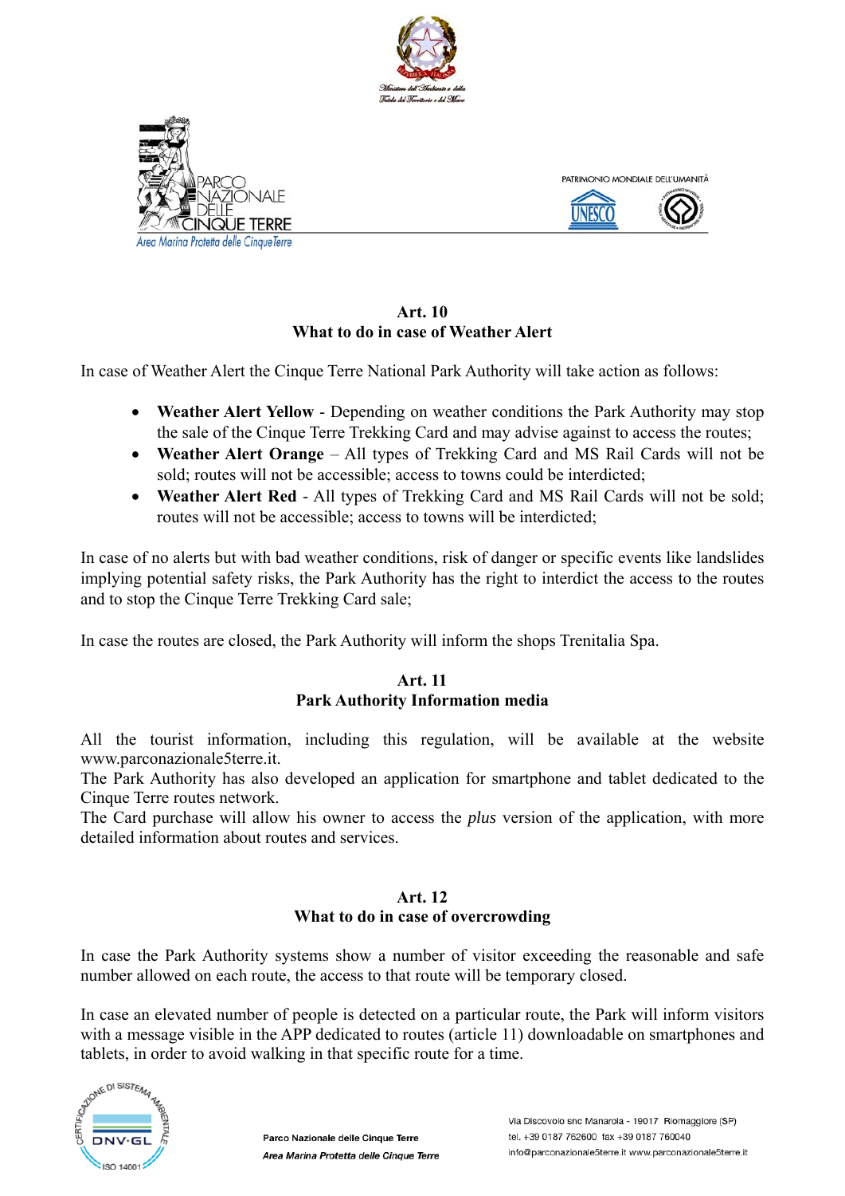## Art. 10
## What to do in case of Weather Alert

In case of Weather Alert the Cinque Terre National Park Authority will take action as follows:

- **Weather Alert Yellow** - Depending on weather conditions the Park Authority may stop the sale of the Cinque Terre Trekking Card and may advise against to access the routes;
- **Weather Alert Orange** – All types of Trekking Card and MS Rail Cards will not be sold; routes will not be accessible; access to towns could be interdicted;
- **Weather Alert Red** - All types of Trekking Card and MS Rail Cards will not be sold; routes will not be accessible; access to towns will be interdicted;

In case of no alerts but with bad weather conditions, risk of danger or specific events like landslides implying potential safety risks, the Park Authority has the right to interdict the access to the routes and to stop the Cinque Terre Trekking Card sale;

In case the routes are closed, the Park Authority will inform the shops Trenitalia Spa.

## Art. 11
## Park Authority Information media

All the tourist information, including this regulation, will be available at the website www.parconazionale5terre.it.
The Park Authority has also developed an application for smartphone and tablet dedicated to the Cinque Terre routes network.
The Card purchase will allow his owner to access the *plus* version of the application, with more detailed information about routes and services.

## Art. 12
## What to do in case of overcrowding

In case the Park Authority systems show a number of visitor exceeding the reasonable and safe number allowed on each route, the access to that route will be temporary closed.

In case an elevated number of people is detected on a particular route, the Park will inform visitors with a message visible in the APP dedicated to routes (article 11) downloadable on smartphones and tablets, in order to avoid walking in that specific route for a time.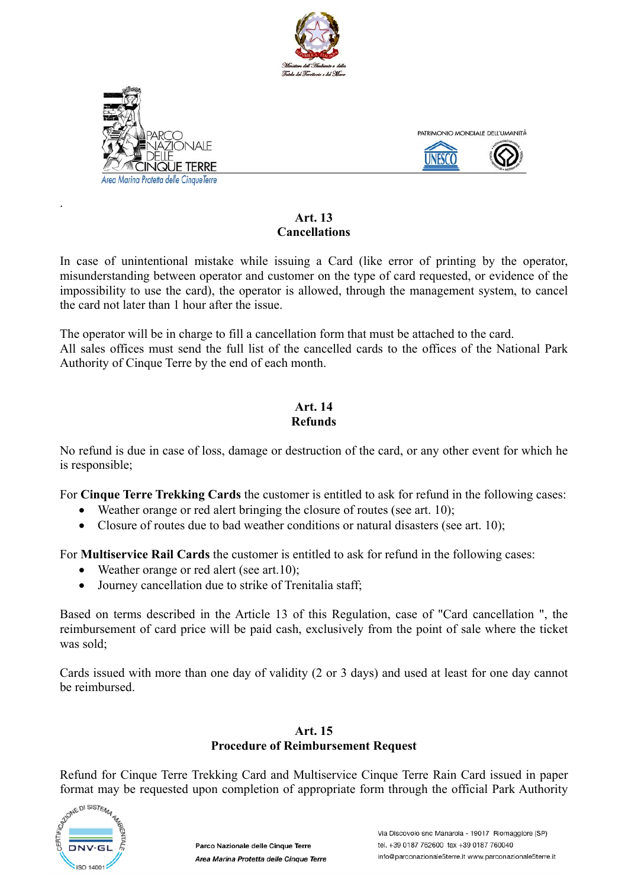## Art. 13
## Cancellations

In case of unintentional mistake while issuing a Card (like error of printing by the operator, misunderstanding between operator and customer on the type of card requested, or evidence of the impossibility to use the card), the operator is allowed, through the management system, to cancel the card not later than 1 hour after the issue.

The operator will be in charge to fill a cancellation form that must be attached to the card.
All sales offices must send the full list of the cancelled cards to the offices of the National Park Authority of Cinque Terre by the end of each month.

## Art. 14
## Refunds

No refund is due in case of loss, damage or destruction of the card, or any other event for which he is responsible;

For **Cinque Terre Trekking Cards** the customer is entitled to ask for refund in the following cases:

- Weather orange or red alert bringing the closure of routes (see art. 10);
- Closure of routes due to bad weather conditions or natural disasters (see art. 10);

For **Multiservice Rail Cards** the customer is entitled to ask for refund in the following cases:

- Weather orange or red alert (see art.10);
- Journey cancellation due to strike of Trenitalia staff;

Based on terms described in the Article 13 of this Regulation, case of "Card cancellation ", the reimbursement of card price will be paid cash, exclusively from the point of sale where the ticket was sold;

Cards issued with more than one day of validity (2 or 3 days) and used at least for one day cannot be reimbursed.

## Art. 15
## Procedure of Reimbursement Request

Refund for Cinque Terre Trekking Card and Multiservice Cinque Terre Rain Card issued in paper format may be requested upon completion of appropriate form through the official Park Authority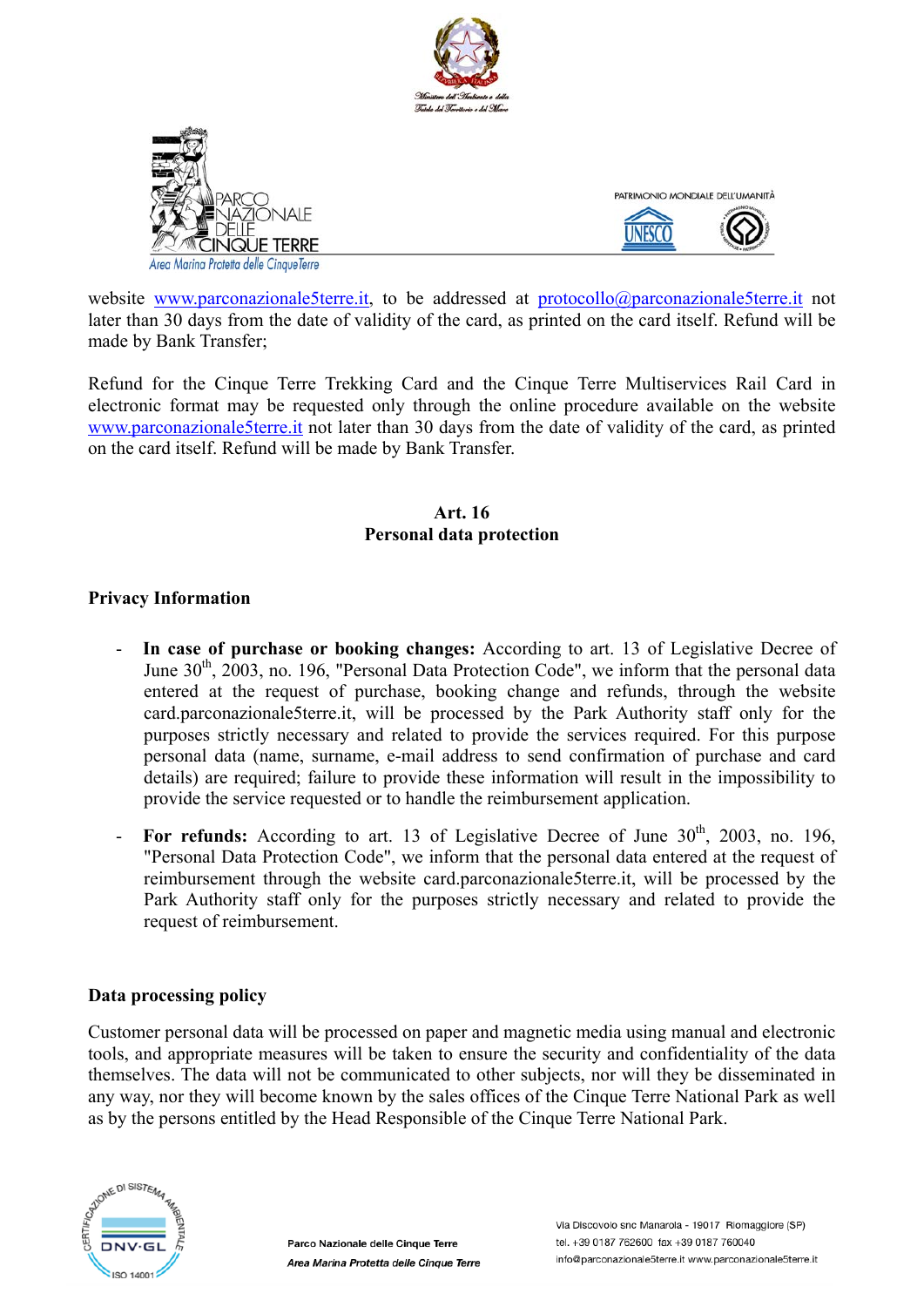website www.parconazionale5terre.it, to be addressed at protocollo@parconazionale5terre.it not later than 30 days from the date of validity of the card, as printed on the card itself. Refund will be made by Bank Transfer;

Refund for the Cinque Terre Trekking Card and the Cinque Terre Multiservices Rail Card in electronic format may be requested only through the online procedure available on the website www.parconazionale5terre.it not later than 30 days from the date of validity of the card, as printed on the card itself. Refund will be made by Bank Transfer.

## Art. 16
## Personal data protection

### Privacy Information

- **In case of purchase or booking changes:** According to art. 13 of Legislative Decree of June 30th, 2003, no. 196, "Personal Data Protection Code", we inform that the personal data entered at the request of purchase, booking change and refunds, through the website card.parconazionale5terre.it, will be processed by the Park Authority staff only for the purposes strictly necessary and related to provide the services required. For this purpose personal data (name, surname, e-mail address to send confirmation of purchase and card details) are required; failure to provide these information will result in the impossibility to provide the service requested or to handle the reimbursement application.
- **For refunds:** According to art. 13 of Legislative Decree of June 30th, 2003, no. 196, "Personal Data Protection Code", we inform that the personal data entered at the request of reimbursement through the website card.parconazionale5terre.it, will be processed by the Park Authority staff only for the purposes strictly necessary and related to provide the request of reimbursement.

### Data processing policy

Customer personal data will be processed on paper and magnetic media using manual and electronic tools, and appropriate measures will be taken to ensure the security and confidentiality of the data themselves. The data will not be communicated to other subjects, nor will they be disseminated in any way, nor they will become known by the sales offices of the Cinque Terre National Park as well as by the persons entitled by the Head Responsible of the Cinque Terre National Park.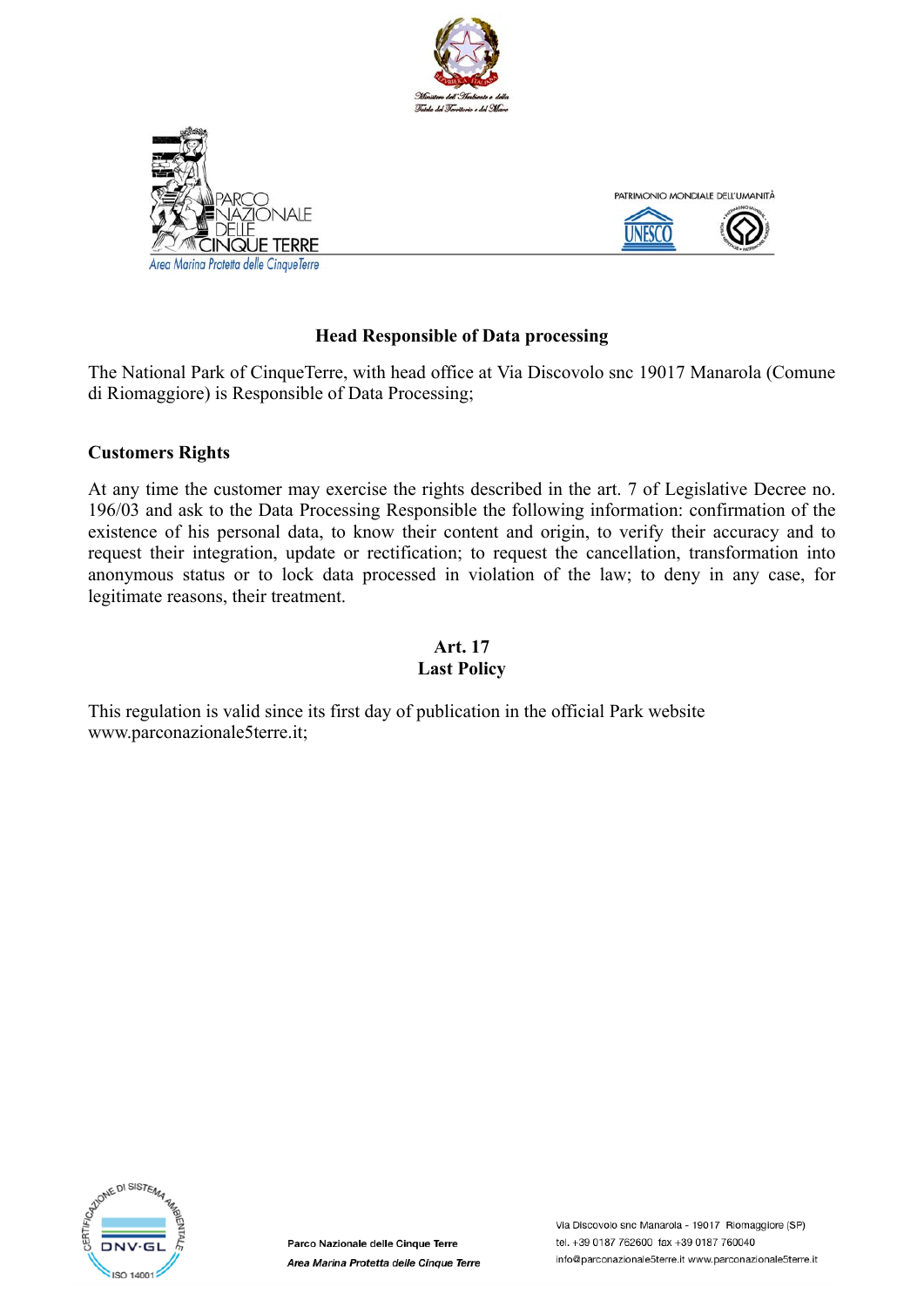### Head Responsible of Data processing

The National Park of CinqueTerre, with head office at Via Discovolo snc 19017 Manarola (Comune di Riomaggiore) is Responsible of Data Processing;

### Customers Rights

At any time the customer may exercise the rights described in the art. 7 of Legislative Decree no. 196/03 and ask to the Data Processing Responsible the following information: confirmation of the existence of his personal data, to know their content and origin, to verify their accuracy and to request their integration, update or rectification; to request the cancellation, transformation into anonymous status or to lock data processed in violation of the law; to deny in any case, for legitimate reasons, their treatment.

### Art. 17
### Last Policy

This regulation is valid since its first day of publication in the official Park website www.parconazionale5terre.it;